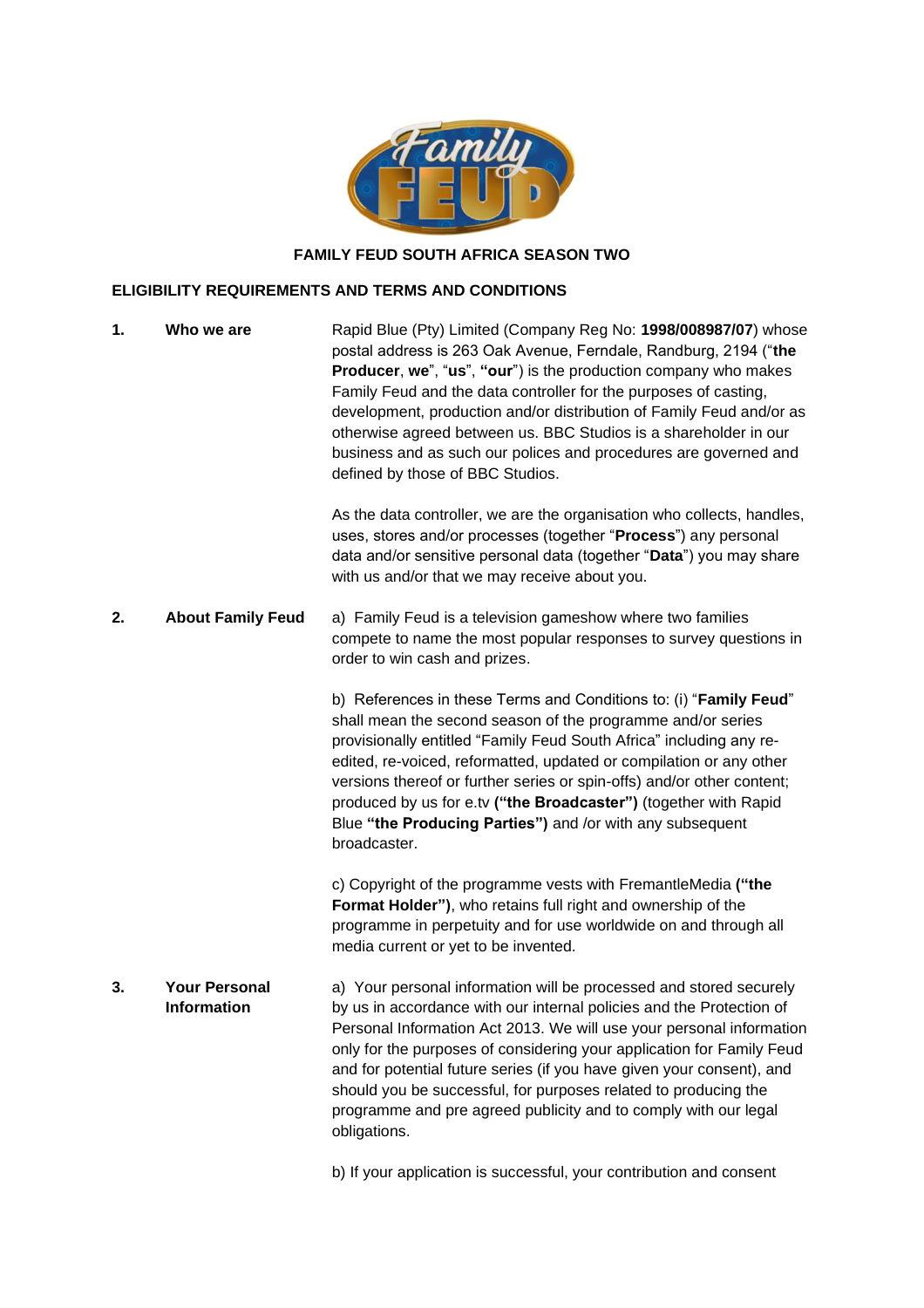# FAMILY FEUD SOUTH AFRICA SEASON TWO

## ELIGIBILITY REQUIREMENTS AND TERMS AND CONDITIONS

**1. Who we are**

Rapid Blue (Pty) Limited (Company Reg No: **1998/008987/07**) whose postal address is 263 Oak Avenue, Ferndale, Randburg, 2194 ("**the Producer**, **we**", "**us**", **"our**") is the production company who makes Family Feud and the data controller for the purposes of casting, development, production and/or distribution of Family Feud and/or as otherwise agreed between us. BBC Studios is a shareholder in our business and as such our polices and procedures are governed and defined by those of BBC Studios.

As the data controller, we are the organisation who collects, handles, uses, stores and/or processes (together "**Process**") any personal data and/or sensitive personal data (together "**Data**") you may share with us and/or that we may receive about you.

**2. About Family Feud**

a) Family Feud is a television gameshow where two families compete to name the most popular responses to survey questions in order to win cash and prizes.

b) References in these Terms and Conditions to: (i) "**Family Feud**" shall mean the second season of the programme and/or series provisionally entitled "Family Feud South Africa" including any re-edited, re-voiced, reformatted, updated or compilation or any other versions thereof or further series or spin-offs) and/or other content; produced by us for e.tv **("the Broadcaster")** (together with Rapid Blue **"the Producing Parties")** and /or with any subsequent broadcaster.

c) Copyright of the programme vests with FremantleMedia **("the Format Holder")**, who retains full right and ownership of the programme in perpetuity and for use worldwide on and through all media current or yet to be invented.

**3. Your Personal Information**

a) Your personal information will be processed and stored securely by us in accordance with our internal policies and the Protection of Personal Information Act 2013. We will use your personal information only for the purposes of considering your application for Family Feud and for potential future series (if you have given your consent), and should you be successful, for purposes related to producing the programme and pre agreed publicity and to comply with our legal obligations.

b) If your application is successful, your contribution and consent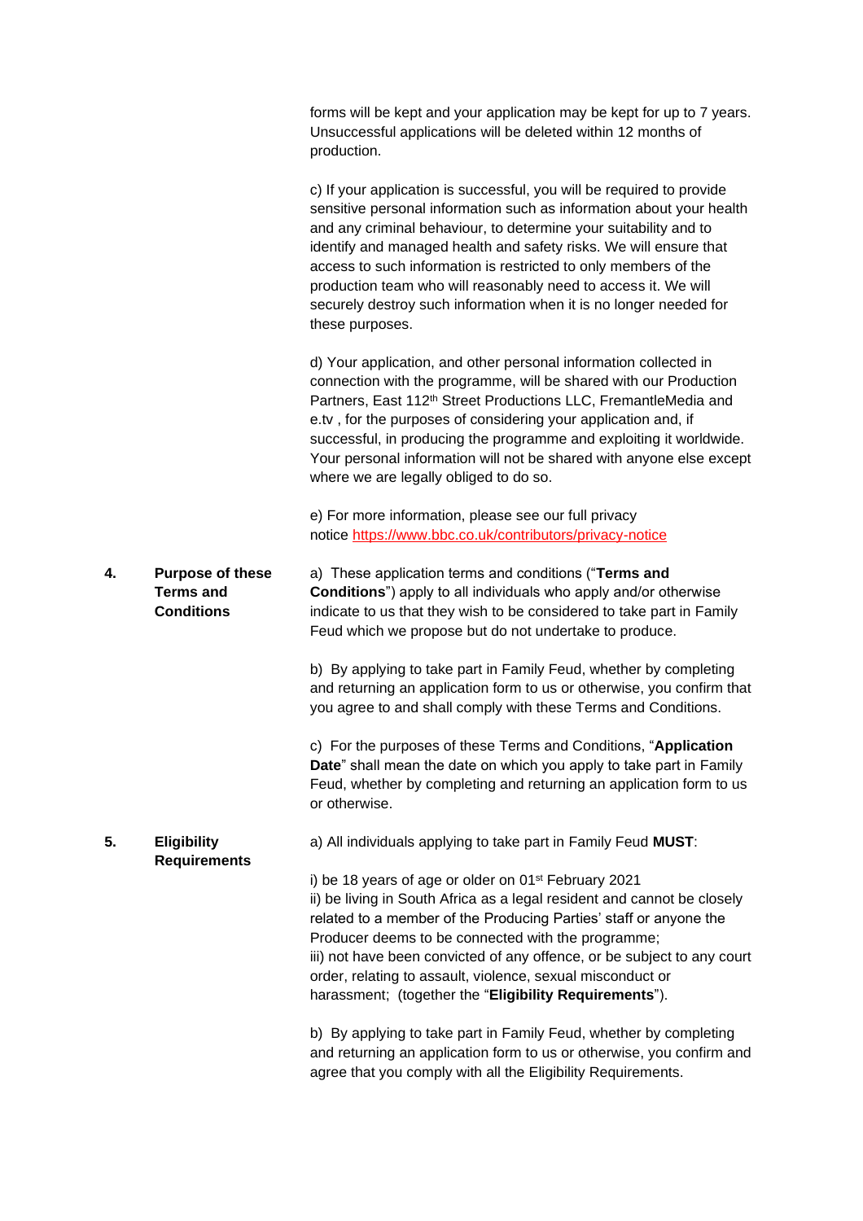forms will be kept and your application may be kept for up to 7 years. Unsuccessful applications will be deleted within 12 months of production.

c) If your application is successful, you will be required to provide sensitive personal information such as information about your health and any criminal behaviour, to determine your suitability and to identify and managed health and safety risks. We will ensure that access to such information is restricted to only members of the production team who will reasonably need to access it. We will securely destroy such information when it is no longer needed for these purposes.

d) Your application, and other personal information collected in connection with the programme, will be shared with our Production Partners, East 112th Street Productions LLC, FremantleMedia and e.tv , for the purposes of considering your application and, if successful, in producing the programme and exploiting it worldwide. Your personal information will not be shared with anyone else except where we are legally obliged to do so.

e) For more information, please see our full privacy notice https://www.bbc.co.uk/contributors/privacy-notice

**4. Purpose of these Terms and Conditions**

a) These application terms and conditions ("**Terms and Conditions**") apply to all individuals who apply and/or otherwise indicate to us that they wish to be considered to take part in Family Feud which we propose but do not undertake to produce.

b) By applying to take part in Family Feud, whether by completing and returning an application form to us or otherwise, you confirm that you agree to and shall comply with these Terms and Conditions.

c) For the purposes of these Terms and Conditions, "**Application Date**" shall mean the date on which you apply to take part in Family Feud, whether by completing and returning an application form to us or otherwise.

**5. Eligibility Requirements**

a) All individuals applying to take part in Family Feud **MUST**:

i) be 18 years of age or older on 01st February 2021
ii) be living in South Africa as a legal resident and cannot be closely related to a member of the Producing Parties' staff or anyone the Producer deems to be connected with the programme;
iii) not have been convicted of any offence, or be subject to any court order, relating to assault, violence, sexual misconduct or harassment; (together the "**Eligibility Requirements**").

b) By applying to take part in Family Feud, whether by completing and returning an application form to us or otherwise, you confirm and agree that you comply with all the Eligibility Requirements.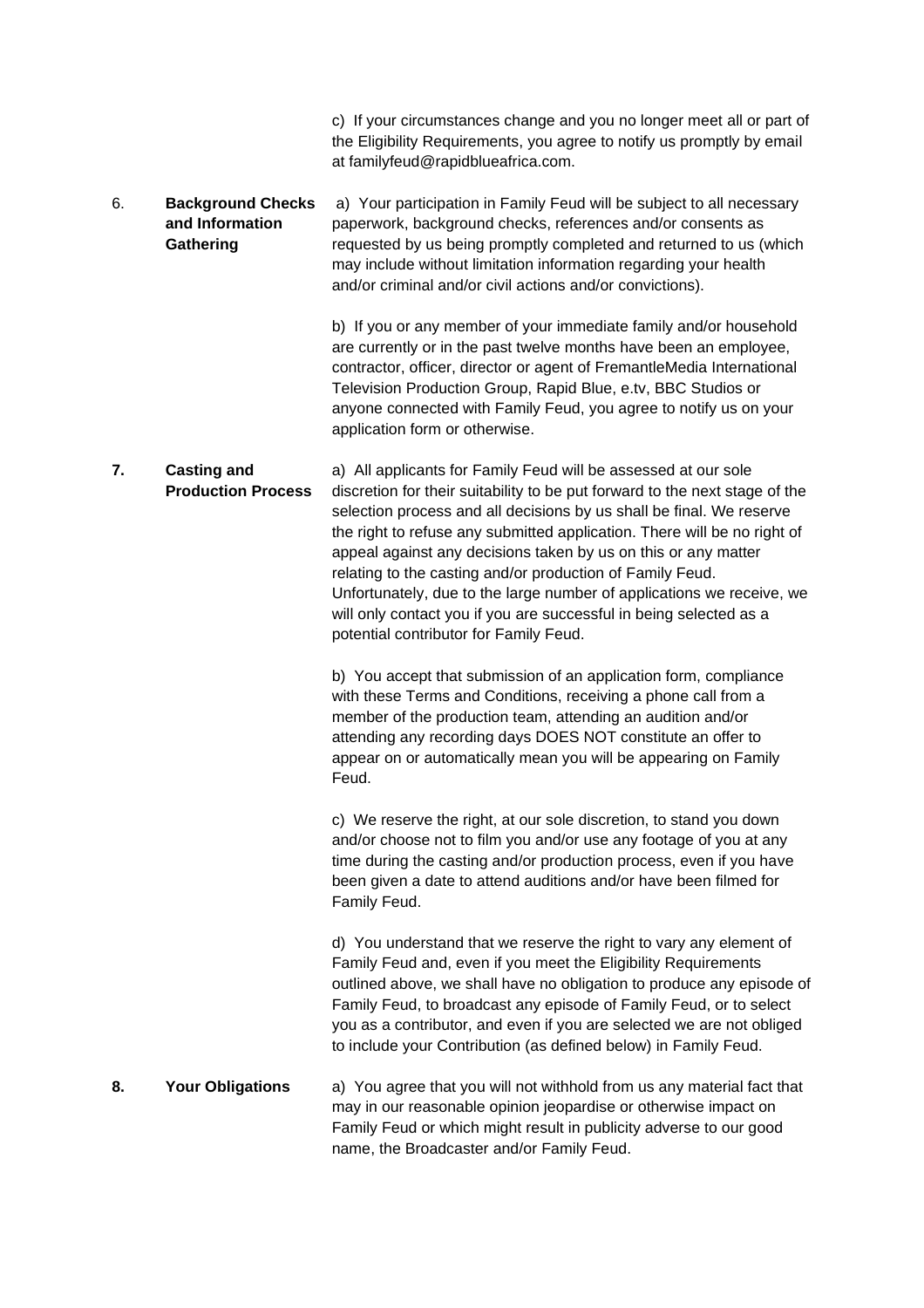c) If your circumstances change and you no longer meet all or part of the Eligibility Requirements, you agree to notify us promptly by email at familyfeud@rapidblueafrica.com.

6. **Background Checks and Information Gathering**

a) Your participation in Family Feud will be subject to all necessary paperwork, background checks, references and/or consents as requested by us being promptly completed and returned to us (which may include without limitation information regarding your health and/or criminal and/or civil actions and/or convictions).

b) If you or any member of your immediate family and/or household are currently or in the past twelve months have been an employee, contractor, officer, director or agent of FremantleMedia International Television Production Group, Rapid Blue, e.tv, BBC Studios or anyone connected with Family Feud, you agree to notify us on your application form or otherwise.

**7. Casting and Production Process**

a) All applicants for Family Feud will be assessed at our sole discretion for their suitability to be put forward to the next stage of the selection process and all decisions by us shall be final. We reserve the right to refuse any submitted application. There will be no right of appeal against any decisions taken by us on this or any matter relating to the casting and/or production of Family Feud. Unfortunately, due to the large number of applications we receive, we will only contact you if you are successful in being selected as a potential contributor for Family Feud.

b) You accept that submission of an application form, compliance with these Terms and Conditions, receiving a phone call from a member of the production team, attending an audition and/or attending any recording days DOES NOT constitute an offer to appear on or automatically mean you will be appearing on Family Feud.

c) We reserve the right, at our sole discretion, to stand you down and/or choose not to film you and/or use any footage of you at any time during the casting and/or production process, even if you have been given a date to attend auditions and/or have been filmed for Family Feud.

d) You understand that we reserve the right to vary any element of Family Feud and, even if you meet the Eligibility Requirements outlined above, we shall have no obligation to produce any episode of Family Feud, to broadcast any episode of Family Feud, or to select you as a contributor, and even if you are selected we are not obliged to include your Contribution (as defined below) in Family Feud.

**8. Your Obligations**

a) You agree that you will not withhold from us any material fact that may in our reasonable opinion jeopardise or otherwise impact on Family Feud or which might result in publicity adverse to our good name, the Broadcaster and/or Family Feud.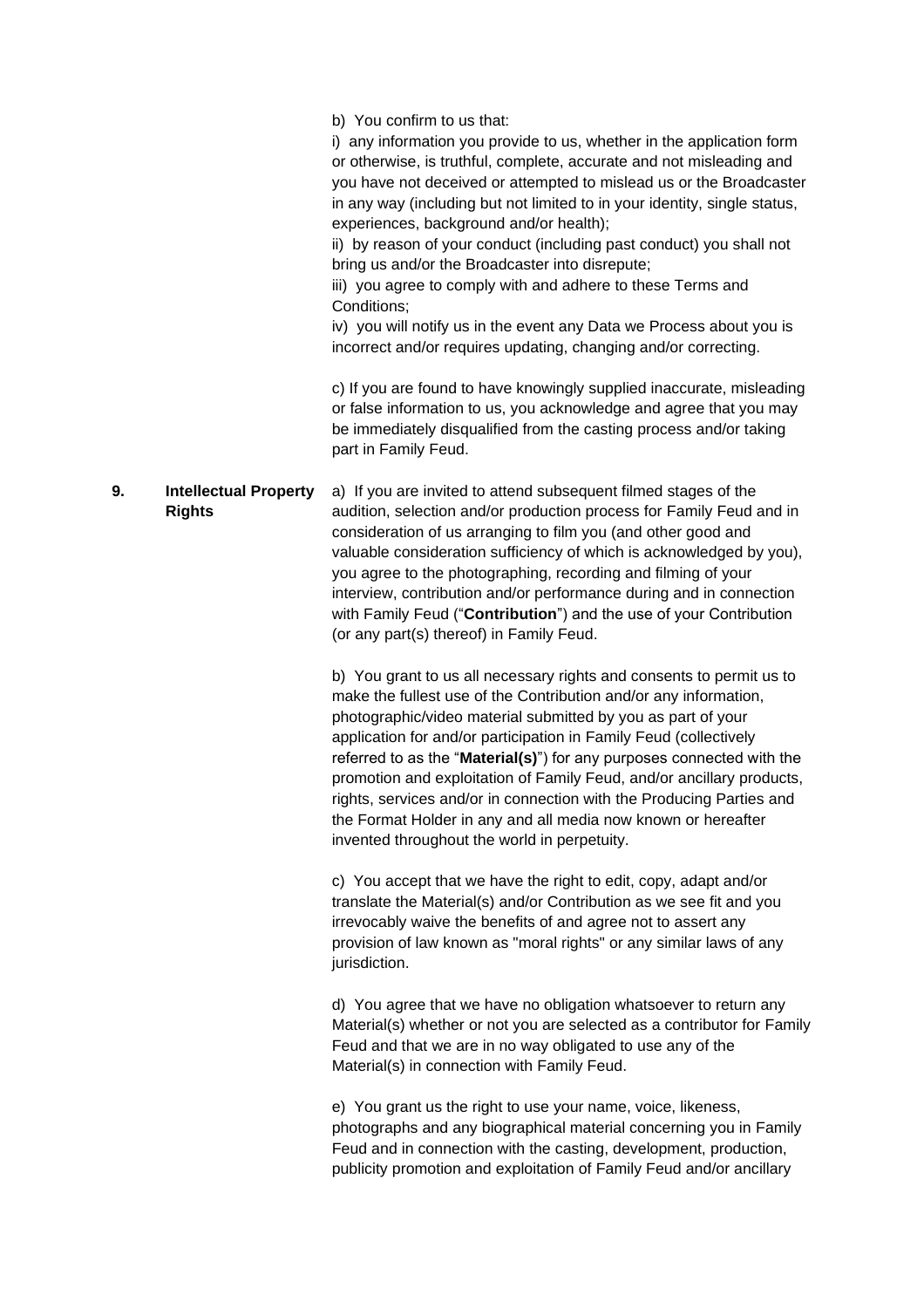b) You confirm to us that:

i) any information you provide to us, whether in the application form or otherwise, is truthful, complete, accurate and not misleading and you have not deceived or attempted to mislead us or the Broadcaster in any way (including but not limited to in your identity, single status, experiences, background and/or health);

ii) by reason of your conduct (including past conduct) you shall not bring us and/or the Broadcaster into disrepute;

iii) you agree to comply with and adhere to these Terms and Conditions;

iv) you will notify us in the event any Data we Process about you is incorrect and/or requires updating, changing and/or correcting.

c) If you are found to have knowingly supplied inaccurate, misleading or false information to us, you acknowledge and agree that you may be immediately disqualified from the casting process and/or taking part in Family Feud.

## 9. Intellectual Property Rights

a) If you are invited to attend subsequent filmed stages of the audition, selection and/or production process for Family Feud and in consideration of us arranging to film you (and other good and valuable consideration sufficiency of which is acknowledged by you), you agree to the photographing, recording and filming of your interview, contribution and/or performance during and in connection with Family Feud ("**Contribution**") and the use of your Contribution (or any part(s) thereof) in Family Feud.

b) You grant to us all necessary rights and consents to permit us to make the fullest use of the Contribution and/or any information, photographic/video material submitted by you as part of your application for and/or participation in Family Feud (collectively referred to as the "**Material(s)**") for any purposes connected with the promotion and exploitation of Family Feud, and/or ancillary products, rights, services and/or in connection with the Producing Parties and the Format Holder in any and all media now known or hereafter invented throughout the world in perpetuity.

c) You accept that we have the right to edit, copy, adapt and/or translate the Material(s) and/or Contribution as we see fit and you irrevocably waive the benefits of and agree not to assert any provision of law known as "moral rights" or any similar laws of any jurisdiction.

d) You agree that we have no obligation whatsoever to return any Material(s) whether or not you are selected as a contributor for Family Feud and that we are in no way obligated to use any of the Material(s) in connection with Family Feud.

e) You grant us the right to use your name, voice, likeness, photographs and any biographical material concerning you in Family Feud and in connection with the casting, development, production, publicity promotion and exploitation of Family Feud and/or ancillary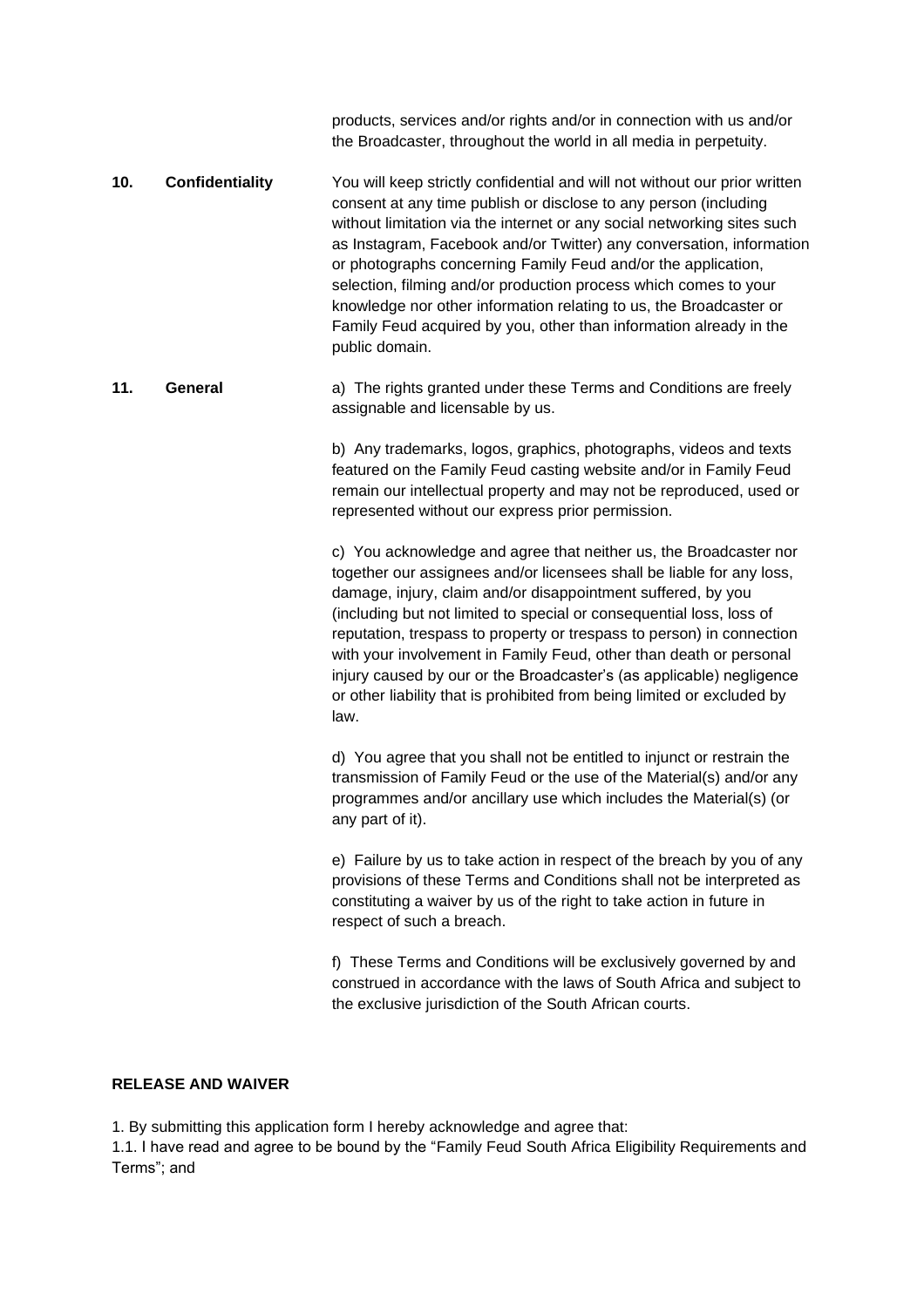products, services and/or rights and/or in connection with us and/or the Broadcaster, throughout the world in all media in perpetuity.

**10. Confidentiality**

You will keep strictly confidential and will not without our prior written consent at any time publish or disclose to any person (including without limitation via the internet or any social networking sites such as Instagram, Facebook and/or Twitter) any conversation, information or photographs concerning Family Feud and/or the application, selection, filming and/or production process which comes to your knowledge nor other information relating to us, the Broadcaster or Family Feud acquired by you, other than information already in the public domain.

**11. General**

a) The rights granted under these Terms and Conditions are freely assignable and licensable by us.

b) Any trademarks, logos, graphics, photographs, videos and texts featured on the Family Feud casting website and/or in Family Feud remain our intellectual property and may not be reproduced, used or represented without our express prior permission.

c) You acknowledge and agree that neither us, the Broadcaster nor together our assignees and/or licensees shall be liable for any loss, damage, injury, claim and/or disappointment suffered, by you (including but not limited to special or consequential loss, loss of reputation, trespass to property or trespass to person) in connection with your involvement in Family Feud, other than death or personal injury caused by our or the Broadcaster's (as applicable) negligence or other liability that is prohibited from being limited or excluded by law.

d) You agree that you shall not be entitled to injunct or restrain the transmission of Family Feud or the use of the Material(s) and/or any programmes and/or ancillary use which includes the Material(s) (or any part of it).

e) Failure by us to take action in respect of the breach by you of any provisions of these Terms and Conditions shall not be interpreted as constituting a waiver by us of the right to take action in future in respect of such a breach.

f) These Terms and Conditions will be exclusively governed by and construed in accordance with the laws of South Africa and subject to the exclusive jurisdiction of the South African courts.

**RELEASE AND WAIVER**

1. By submitting this application form I hereby acknowledge and agree that:

1.1. I have read and agree to be bound by the "Family Feud South Africa Eligibility Requirements and Terms"; and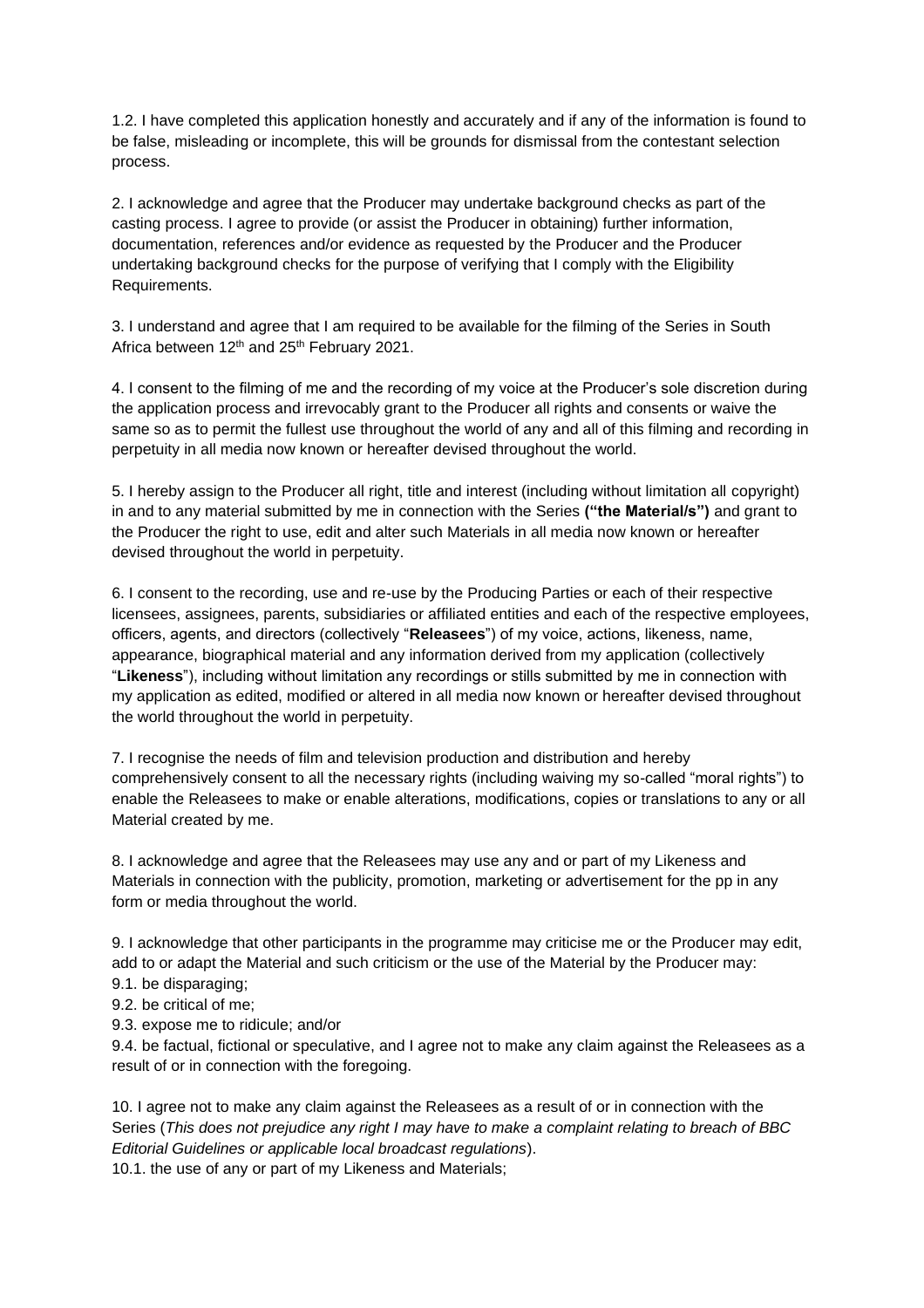1.2. I have completed this application honestly and accurately and if any of the information is found to be false, misleading or incomplete, this will be grounds for dismissal from the contestant selection process.

2. I acknowledge and agree that the Producer may undertake background checks as part of the casting process. I agree to provide (or assist the Producer in obtaining) further information, documentation, references and/or evidence as requested by the Producer and the Producer undertaking background checks for the purpose of verifying that I comply with the Eligibility Requirements.

3. I understand and agree that I am required to be available for the filming of the Series in South Africa between 12th and 25th February 2021.

4. I consent to the filming of me and the recording of my voice at the Producer's sole discretion during the application process and irrevocably grant to the Producer all rights and consents or waive the same so as to permit the fullest use throughout the world of any and all of this filming and recording in perpetuity in all media now known or hereafter devised throughout the world.

5. I hereby assign to the Producer all right, title and interest (including without limitation all copyright) in and to any material submitted by me in connection with the Series **("the Material/s")** and grant to the Producer the right to use, edit and alter such Materials in all media now known or hereafter devised throughout the world in perpetuity.

6. I consent to the recording, use and re-use by the Producing Parties or each of their respective licensees, assignees, parents, subsidiaries or affiliated entities and each of the respective employees, officers, agents, and directors (collectively "**Releasees**") of my voice, actions, likeness, name, appearance, biographical material and any information derived from my application (collectively "**Likeness**"), including without limitation any recordings or stills submitted by me in connection with my application as edited, modified or altered in all media now known or hereafter devised throughout the world throughout the world in perpetuity.

7. I recognise the needs of film and television production and distribution and hereby comprehensively consent to all the necessary rights (including waiving my so-called "moral rights") to enable the Releasees to make or enable alterations, modifications, copies or translations to any or all Material created by me.

8. I acknowledge and agree that the Releasees may use any and or part of my Likeness and Materials in connection with the publicity, promotion, marketing or advertisement for the pp in any form or media throughout the world.

9. I acknowledge that other participants in the programme may criticise me or the Producer may edit, add to or adapt the Material and such criticism or the use of the Material by the Producer may:

9.1. be disparaging;

9.2. be critical of me;

9.3. expose me to ridicule; and/or

9.4. be factual, fictional or speculative, and I agree not to make any claim against the Releasees as a result of or in connection with the foregoing.

10. I agree not to make any claim against the Releasees as a result of or in connection with the Series (*This does not prejudice any right I may have to make a complaint relating to breach of BBC Editorial Guidelines or applicable local broadcast regulations*).

10.1. the use of any or part of my Likeness and Materials;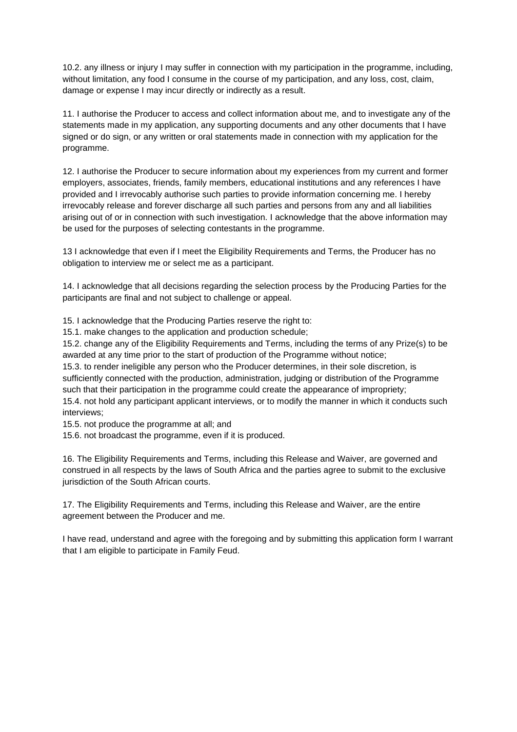10.2. any illness or injury I may suffer in connection with my participation in the programme, including, without limitation, any food I consume in the course of my participation, and any loss, cost, claim, damage or expense I may incur directly or indirectly as a result.

11. I authorise the Producer to access and collect information about me, and to investigate any of the statements made in my application, any supporting documents and any other documents that I have signed or do sign, or any written or oral statements made in connection with my application for the programme.

12. I authorise the Producer to secure information about my experiences from my current and former employers, associates, friends, family members, educational institutions and any references I have provided and I irrevocably authorise such parties to provide information concerning me. I hereby irrevocably release and forever discharge all such parties and persons from any and all liabilities arising out of or in connection with such investigation. I acknowledge that the above information may be used for the purposes of selecting contestants in the programme.

13 I acknowledge that even if I meet the Eligibility Requirements and Terms, the Producer has no obligation to interview me or select me as a participant.

14. I acknowledge that all decisions regarding the selection process by the Producing Parties for the participants are final and not subject to challenge or appeal.

15. I acknowledge that the Producing Parties reserve the right to:
15.1. make changes to the application and production schedule;
15.2. change any of the Eligibility Requirements and Terms, including the terms of any Prize(s) to be awarded at any time prior to the start of production of the Programme without notice;
15.3. to render ineligible any person who the Producer determines, in their sole discretion, is sufficiently connected with the production, administration, judging or distribution of the Programme such that their participation in the programme could create the appearance of impropriety;
15.4. not hold any participant applicant interviews, or to modify the manner in which it conducts such interviews;
15.5. not produce the programme at all; and
15.6. not broadcast the programme, even if it is produced.

16. The Eligibility Requirements and Terms, including this Release and Waiver, are governed and construed in all respects by the laws of South Africa and the parties agree to submit to the exclusive jurisdiction of the South African courts.

17. The Eligibility Requirements and Terms, including this Release and Waiver, are the entire agreement between the Producer and me.

I have read, understand and agree with the foregoing and by submitting this application form I warrant that I am eligible to participate in Family Feud.